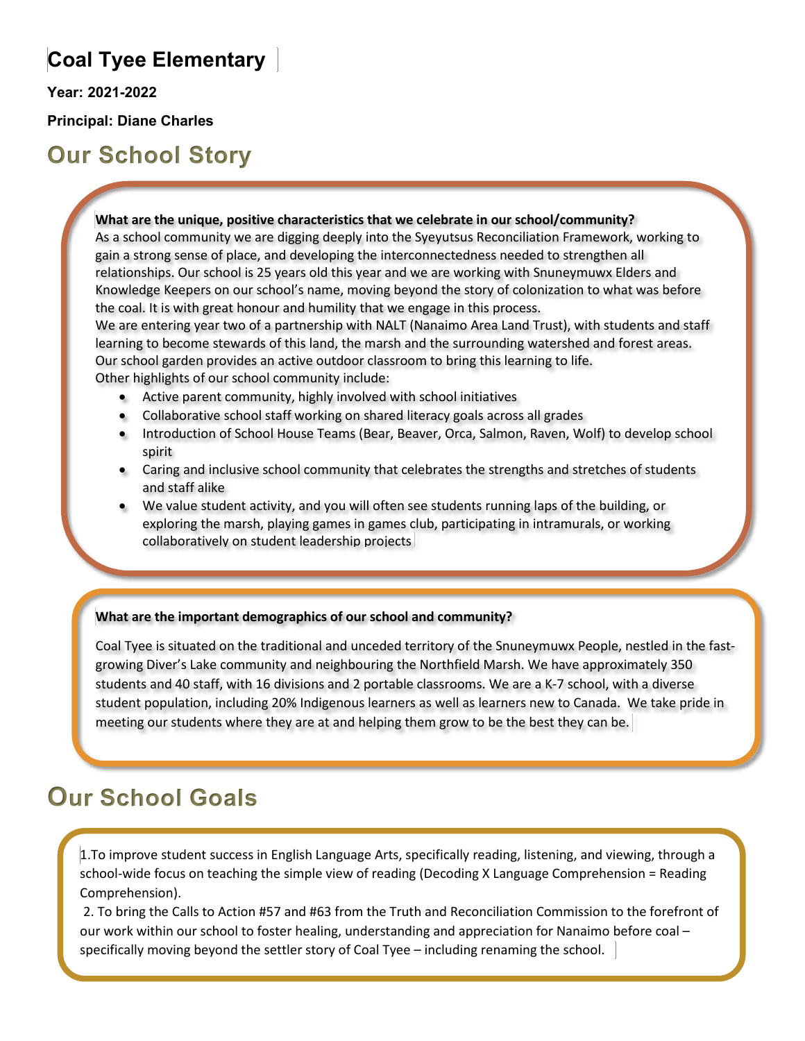# Coal Tyee Elementary

**Year: 2021-2022**

**Principal: Diane Charles**

## Our School Story

**What are the unique, positive characteristics that we celebrate in our school/community?**

As a school community we are digging deeply into the Syeyutsus Reconciliation Framework, working to gain a strong sense of place, and developing the interconnectedness needed to strengthen all relationships. Our school is 25 years old this year and we are working with Snuneymuwx Elders and Knowledge Keepers on our school's name, moving beyond the story of colonization to what was before the coal. It is with great honour and humility that we engage in this process.

We are entering year two of a partnership with NALT (Nanaimo Area Land Trust), with students and staff learning to become stewards of this land, the marsh and the surrounding watershed and forest areas. Our school garden provides an active outdoor classroom to bring this learning to life.

Other highlights of our school community include:

- Active parent community, highly involved with school initiatives
- Collaborative school staff working on shared literacy goals across all grades
- Introduction of School House Teams (Bear, Beaver, Orca, Salmon, Raven, Wolf) to develop school spirit
- Caring and inclusive school community that celebrates the strengths and stretches of students and staff alike
- We value student activity, and you will often see students running laps of the building, or exploring the marsh, playing games in games club, participating in intramurals, or working collaboratively on student leadership projects

**What are the important demographics of our school and community?**

Coal Tyee is situated on the traditional and unceded territory of the Snuneymuwx People, nestled in the fast-growing Diver's Lake community and neighbouring the Northfield Marsh. We have approximately 350 students and 40 staff, with 16 divisions and 2 portable classrooms. We are a K-7 school, with a diverse student population, including 20% Indigenous learners as well as learners new to Canada. We take pride in meeting our students where they are at and helping them grow to be the best they can be.

## Our School Goals

1.To improve student success in English Language Arts, specifically reading, listening, and viewing, through a school-wide focus on teaching the simple view of reading (Decoding X Language Comprehension = Reading Comprehension).

2. To bring the Calls to Action #57 and #63 from the Truth and Reconciliation Commission to the forefront of our work within our school to foster healing, understanding and appreciation for Nanaimo before coal – specifically moving beyond the settler story of Coal Tyee – including renaming the school.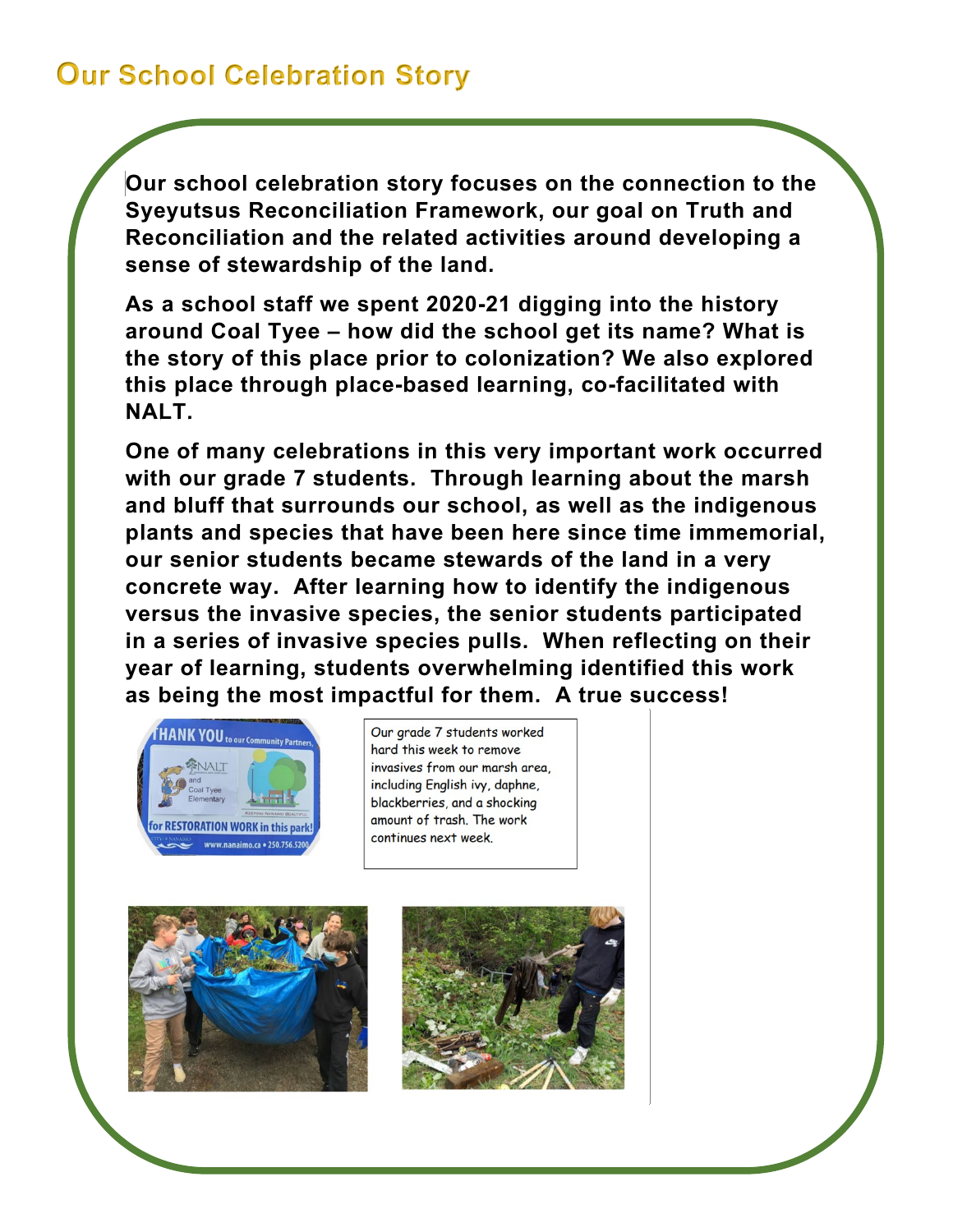# Our School Celebration Story

**Our school celebration story focuses on the connection to the Syeyutsus Reconciliation Framework, our goal on Truth and Reconciliation and the related activities around developing a sense of stewardship of the land.**

**As a school staff we spent 2020-21 digging into the history around Coal Tyee – how did the school get its name? What is the story of this place prior to colonization? We also explored this place through place-based learning, co-facilitated with NALT.**

**One of many celebrations in this very important work occurred with our grade 7 students. Through learning about the marsh and bluff that surrounds our school, as well as the indigenous plants and species that have been here since time immemorial, our senior students became stewards of the land in a very concrete way. After learning how to identify the indigenous versus the invasive species, the senior students participated in a series of invasive species pulls. When reflecting on their year of learning, students overwhelming identified this work as being the most impactful for them. A true success!**

Our grade 7 students worked hard this week to remove invasives from our marsh area, including English ivy, daphne, blackberries, and a shocking amount of trash. The work continues next week.